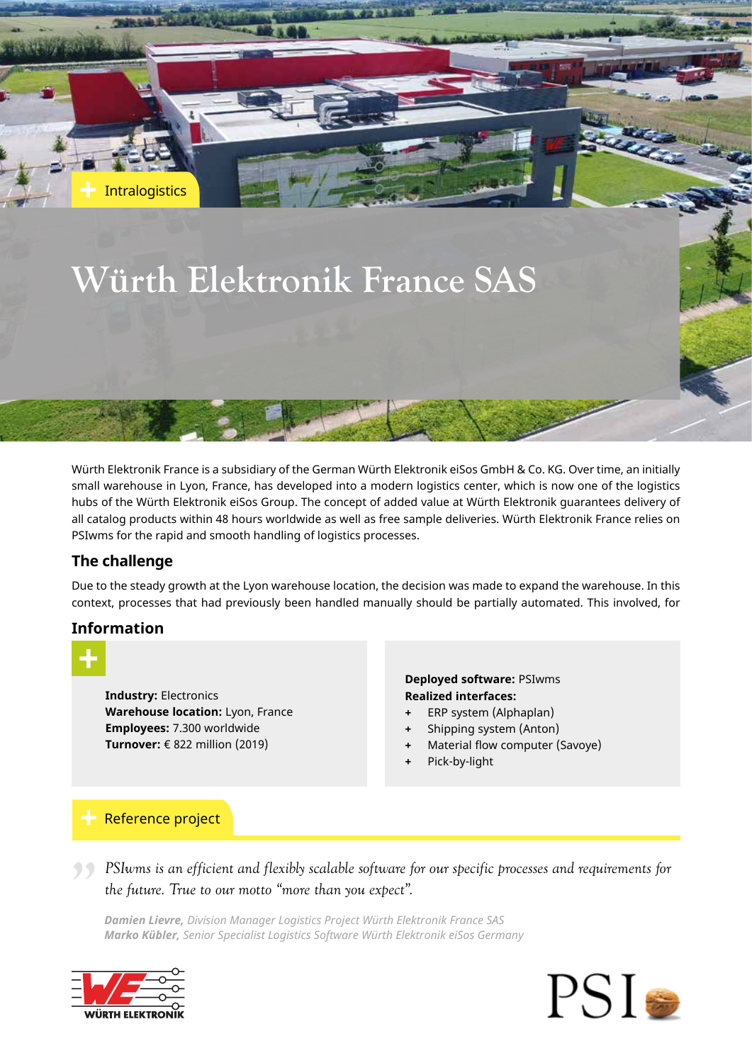Intralogistics

# Würth Elektronik France SAS

Würth Elektronik France is a subsidiary of the German Würth Elektronik eiSos GmbH & Co. KG. Over time, an initially small warehouse in Lyon, France, has developed into a modern logistics center, which is now one of the logistics hubs of the Würth Elektronik eiSos Group. The concept of added value at Würth Elektronik guarantees delivery of all catalog products within 48 hours worldwide as well as free sample deliveries. Würth Elektronik France relies on PSIwms for the rapid and smooth handling of logistics processes.

## The challenge

Due to the steady growth at the Lyon warehouse location, the decision was made to expand the warehouse. In this context, processes that had previously been handled manually should be partially automated. This involved, for

## Information

**Industry:** Electronics
**Warehouse location:** Lyon, France
**Employees:** 7.300 worldwide
**Turnover:** € 822 million (2019)

**Deployed software:** PSIwms
**Realized interfaces:**

+ ERP system (Alphaplan)
+ Shipping system (Anton)
+ Material flow computer (Savoye)
+ Pick-by-light

Reference project

*PSIwms is an efficient and flexibly scalable software for our specific processes and requirements for the future. True to our motto "more than you expect".*

***Damien Lievre,*** *Division Manager Logistics Project Würth Elektronik France SAS*
***Marko Kübler,*** *Senior Specialist Logistics Software Würth Elektronik eiSos Germany*

WÜRTH ELEKTRONIK

PSI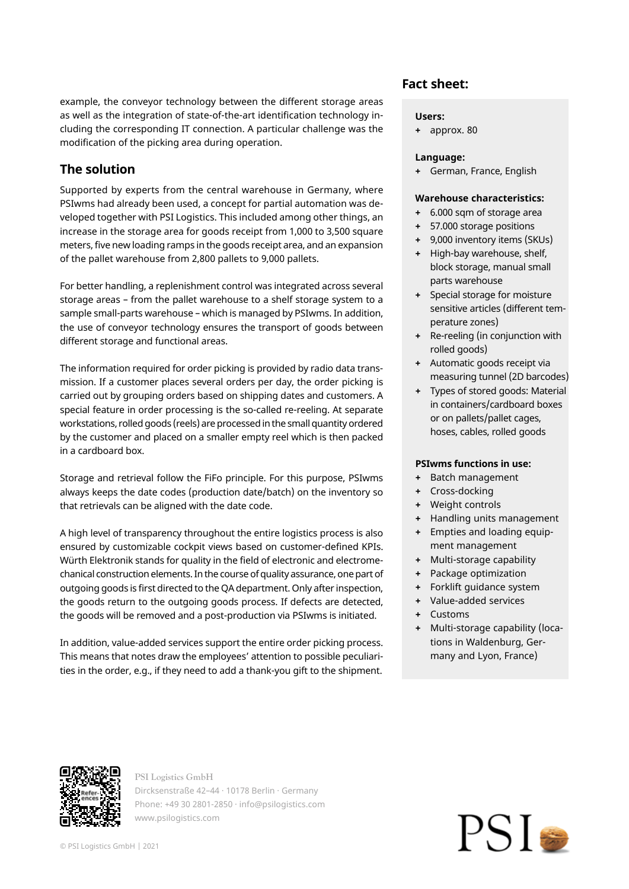example, the conveyor technology between the different storage areas as well as the integration of state-of-the-art identification technology including the corresponding IT connection. A particular challenge was the modification of the picking area during operation.

## The solution

Supported by experts from the central warehouse in Germany, where PSIwms had already been used, a concept for partial automation was developed together with PSI Logistics. This included among other things, an increase in the storage area for goods receipt from 1,000 to 3,500 square meters, five new loading ramps in the goods receipt area, and an expansion of the pallet warehouse from 2,800 pallets to 9,000 pallets.

For better handling, a replenishment control was integrated across several storage areas – from the pallet warehouse to a shelf storage system to a sample small-parts warehouse – which is managed by PSIwms. In addition, the use of conveyor technology ensures the transport of goods between different storage and functional areas.

The information required for order picking is provided by radio data transmission. If a customer places several orders per day, the order picking is carried out by grouping orders based on shipping dates and customers. A special feature in order processing is the so-called re-reeling. At separate workstations, rolled goods (reels) are processed in the small quantity ordered by the customer and placed on a smaller empty reel which is then packed in a cardboard box.

Storage and retrieval follow the FiFo principle. For this purpose, PSIwms always keeps the date codes (production date/batch) on the inventory so that retrievals can be aligned with the date code.

A high level of transparency throughout the entire logistics process is also ensured by customizable cockpit views based on customer-defined KPIs. Würth Elektronik stands for quality in the field of electronic and electromechanical construction elements. In the course of quality assurance, one part of outgoing goods is first directed to the QA department. Only after inspection, the goods return to the outgoing goods process. If defects are detected, the goods will be removed and a post-production via PSIwms is initiated.

In addition, value-added services support the entire order picking process. This means that notes draw the employees' attention to possible peculiarities in the order, e.g., if they need to add a thank-you gift to the shipment.

## Fact sheet:

**Users:**

+ approx. 80

**Language:**

+ German, France, English

**Warehouse characteristics:**

+ 6.000 sqm of storage area
+ 57.000 storage positions
+ 9,000 inventory items (SKUs)
+ High-bay warehouse, shelf, block storage, manual small parts warehouse
+ Special storage for moisture sensitive articles (different temperature zones)
+ Re-reeling (in conjunction with rolled goods)
+ Automatic goods receipt via measuring tunnel (2D barcodes)
+ Types of stored goods: Material in containers/cardboard boxes or on pallets/pallet cages, hoses, cables, rolled goods

**PSIwms functions in use:**

+ Batch management
+ Cross-docking
+ Weight controls
+ Handling units management
+ Empties and loading equipment management
+ Multi-storage capability
+ Package optimization
+ Forklift guidance system
+ Value-added services
+ Customs
+ Multi-storage capability (locations in Waldenburg, Germany and Lyon, France)

PSI Logistics GmbH
Dircksenstraße 42–44 · 10178 Berlin · Germany
Phone: +49 30 2801-2850 · info@psilogistics.com
www.psilogistics.com

© PSI Logistics GmbH | 2021